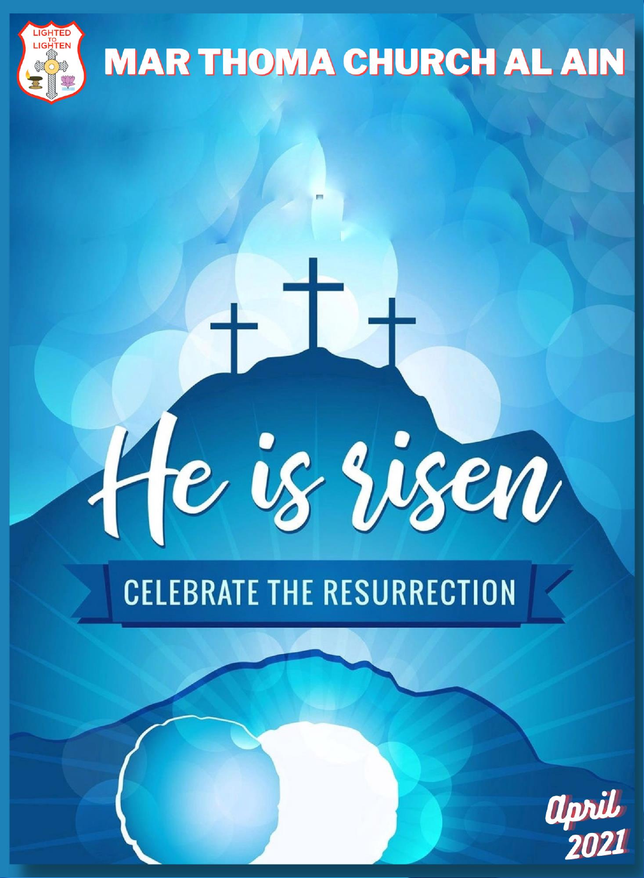LIGHTED TO LIGHTEN

# MAR THOMA CHURCH AL AIN

## He is risen

CELEBRATE THE RESURRECTION

April 2021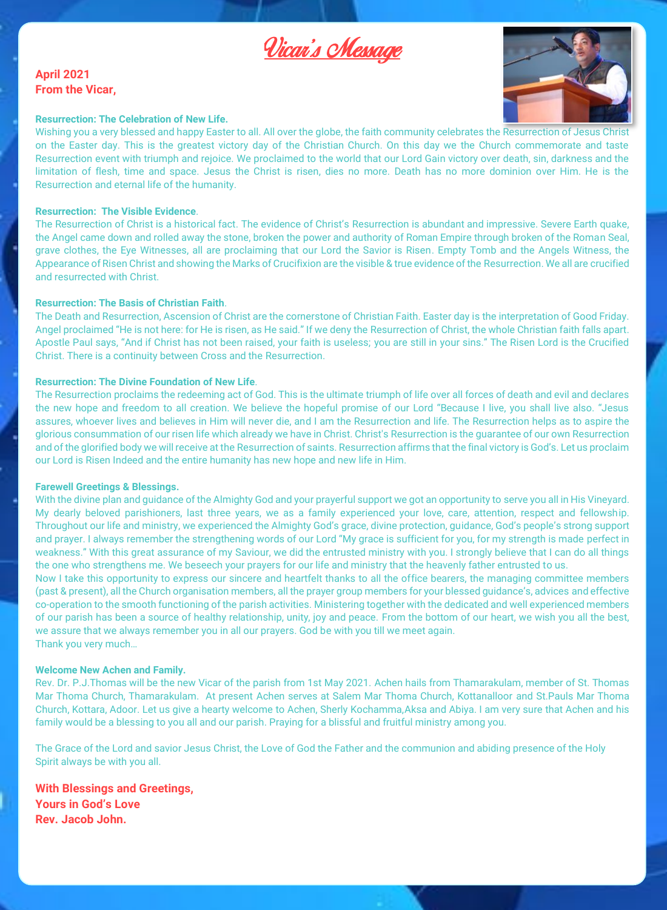# Vicar's Message

**April 2021**
**From the Vicar,**

**Resurrection: The Celebration of New Life.**
Wishing you a very blessed and happy Easter to all. All over the globe, the faith community celebrates the Resurrection of Jesus Christ on the Easter day. This is the greatest victory day of the Christian Church. On this day we the Church commemorate and taste Resurrection event with triumph and rejoice. We proclaimed to the world that our Lord Gain victory over death, sin, darkness and the limitation of flesh, time and space. Jesus the Christ is risen, dies no more. Death has no more dominion over Him. He is the Resurrection and eternal life of the humanity.

**Resurrection: The Visible Evidence**.
The Resurrection of Christ is a historical fact. The evidence of Christ's Resurrection is abundant and impressive. Severe Earth quake, the Angel came down and rolled away the stone, broken the power and authority of Roman Empire through broken of the Roman Seal, grave clothes, the Eye Witnesses, all are proclaiming that our Lord the Savior is Risen. Empty Tomb and the Angels Witness, the Appearance of Risen Christ and showing the Marks of Crucifixion are the visible & true evidence of the Resurrection. We all are crucified and resurrected with Christ.

**Resurrection: The Basis of Christian Faith**.
The Death and Resurrection, Ascension of Christ are the cornerstone of Christian Faith. Easter day is the interpretation of Good Friday. Angel proclaimed "He is not here: for He is risen, as He said." If we deny the Resurrection of Christ, the whole Christian faith falls apart. Apostle Paul says, "And if Christ has not been raised, your faith is useless; you are still in your sins." The Risen Lord is the Crucified Christ. There is a continuity between Cross and the Resurrection.

**Resurrection: The Divine Foundation of New Life**.
The Resurrection proclaims the redeeming act of God. This is the ultimate triumph of life over all forces of death and evil and declares the new hope and freedom to all creation. We believe the hopeful promise of our Lord "Because I live, you shall live also. "Jesus assures, whoever lives and believes in Him will never die, and I am the Resurrection and life. The Resurrection helps as to aspire the glorious consummation of our risen life which already we have in Christ. Christ's Resurrection is the guarantee of our own Resurrection and of the glorified body we will receive at the Resurrection of saints. Resurrection affirms that the final victory is God's. Let us proclaim our Lord is Risen Indeed and the entire humanity has new hope and new life in Him.

**Farewell Greetings & Blessings.**
With the divine plan and guidance of the Almighty God and your prayerful support we got an opportunity to serve you all in His Vineyard. My dearly beloved parishioners, last three years, we as a family experienced your love, care, attention, respect and fellowship. Throughout our life and ministry, we experienced the Almighty God's grace, divine protection, guidance, God's people's strong support and prayer. I always remember the strengthening words of our Lord "My grace is sufficient for you, for my strength is made perfect in weakness." With this great assurance of my Saviour, we did the entrusted ministry with you. I strongly believe that I can do all things the one who strengthens me. We beseech your prayers for our life and ministry that the heavenly father entrusted to us.
Now I take this opportunity to express our sincere and heartfelt thanks to all the office bearers, the managing committee members (past & present), all the Church organisation members, all the prayer group members for your blessed guidance's, advices and effective co-operation to the smooth functioning of the parish activities. Ministering together with the dedicated and well experienced members of our parish has been a source of healthy relationship, unity, joy and peace. From the bottom of our heart, we wish you all the best, we assure that we always remember you in all our prayers. God be with you till we meet again.
Thank you very much…

**Welcome New Achen and Family.**
Rev. Dr. P.J.Thomas will be the new Vicar of the parish from 1st May 2021. Achen hails from Thamarakulam, member of St. Thomas Mar Thoma Church, Thamarakulam. At present Achen serves at Salem Mar Thoma Church, Kottanalloor and St.Pauls Mar Thoma Church, Kottara, Adoor. Let us give a hearty welcome to Achen, Sherly Kochamma,Aksa and Abiya. I am very sure that Achen and his family would be a blessing to you all and our parish. Praying for a blissful and fruitful ministry among you.

The Grace of the Lord and savior Jesus Christ, the Love of God the Father and the communion and abiding presence of the Holy Spirit always be with you all.

**With Blessings and Greetings,**
**Yours in God's Love**
**Rev. Jacob John.**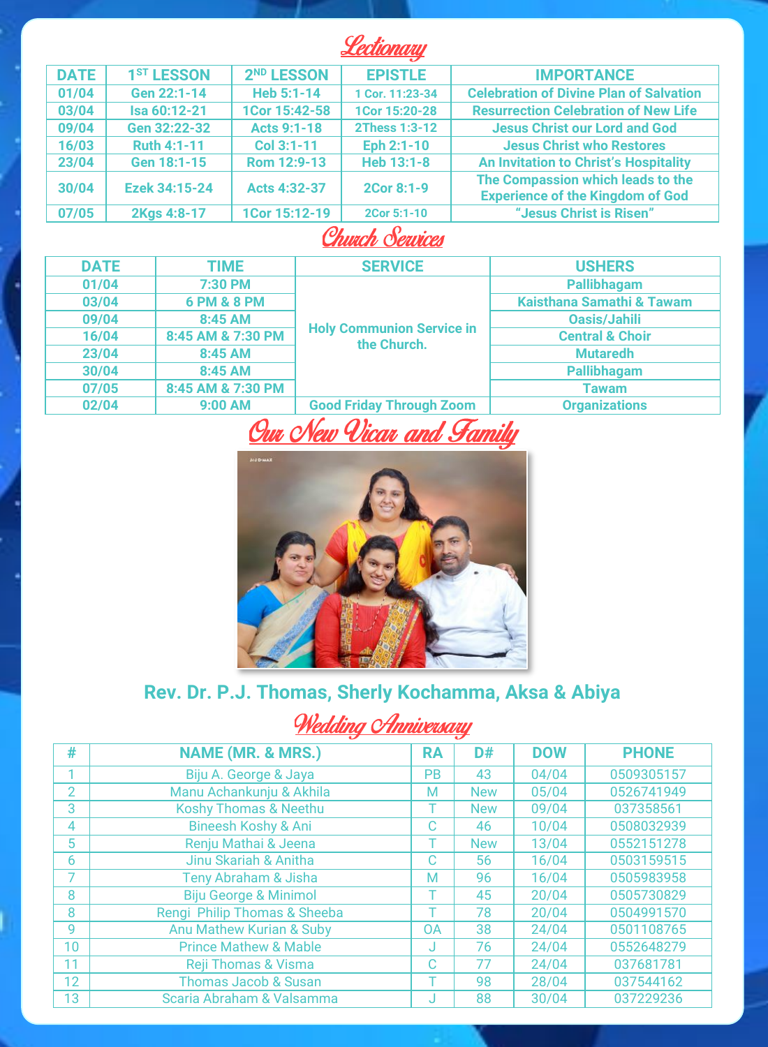## Lectionary

| DATE | 1ST LESSON | 2ND LESSON | EPISTLE | IMPORTANCE |
|---|---|---|---|---|
| 01/04 | Gen 22:1-14 | Heb 5:1-14 | 1 Cor. 11:23-34 | Celebration of Divine Plan of Salvation |
| 03/04 | Isa 60:12-21 | 1Cor 15:42-58 | 1Cor 15:20-28 | Resurrection Celebration of New Life |
| 09/04 | Gen 32:22-32 | Acts 9:1-18 | 2Thess 1:3-12 | Jesus Christ our Lord and God |
| 16/03 | Ruth 4:1-11 | Col 3:1-11 | Eph 2:1-10 | Jesus Christ who Restores |
| 23/04 | Gen 18:1-15 | Rom 12:9-13 | Heb 13:1-8 | An Invitation to Christ's Hospitality |
| 30/04 | Ezek 34:15-24 | Acts 4:32-37 | 2Cor 8:1-9 | The Compassion which leads to the Experience of the Kingdom of God |
| 07/05 | 2Kgs 4:8-17 | 1Cor 15:12-19 | 2Cor 5:1-10 | "Jesus Christ is Risen" |

## Church Services

| DATE | TIME | SERVICE | USHERS |
|---|---|---|---|
| 01/04 | 7:30 PM | Holy Communion Service in the Church. | Pallibhagam |
| 03/04 | 6 PM & 8 PM | | Kaisthana Samathi & Tawam |
| 09/04 | 8:45 AM | | Oasis/Jahili |
| 16/04 | 8:45 AM & 7:30 PM | | Central & Choir |
| 23/04 | 8:45 AM | | Mutaredh |
| 30/04 | 8:45 AM | | Pallibhagam |
| 07/05 | 8:45 AM & 7:30 PM | | Tawam |
| 02/04 | 9:00 AM | Good Friday Through Zoom | Organizations |

## Our New Vicar and Family

**Rev. Dr. P.J. Thomas, Sherly Kochamma, Aksa & Abiya**

## Wedding Anniversary

| # | NAME (MR. & MRS.) | RA | D# | DOW | PHONE |
|---|---|---|---|---|---|
| 1 | Biju A. George & Jaya | PB | 43 | 04/04 | 0509305157 |
| 2 | Manu Achankunju & Akhila | M | New | 05/04 | 0526741949 |
| 3 | Koshy Thomas & Neethu | T | New | 09/04 | 037358561 |
| 4 | Bineesh Koshy & Ani | C | 46 | 10/04 | 0508032939 |
| 5 | Renju Mathai & Jeena | T | New | 13/04 | 0552151278 |
| 6 | Jinu Skariah & Anitha | C | 56 | 16/04 | 0503159515 |
| 7 | Teny Abraham & Jisha | M | 96 | 16/04 | 0505983958 |
| 8 | Biju George & Minimol | T | 45 | 20/04 | 0505730829 |
| 8 | Rengi Philip Thomas & Sheeba | T | 78 | 20/04 | 0504991570 |
| 9 | Anu Mathew Kurian & Suby | OA | 38 | 24/04 | 0501108765 |
| 10 | Prince Mathew & Mable | J | 76 | 24/04 | 0552648279 |
| 11 | Reji Thomas & Visma | C | 77 | 24/04 | 037681781 |
| 12 | Thomas Jacob & Susan | T | 98 | 28/04 | 037544162 |
| 13 | Scaria Abraham & Valsamma | J | 88 | 30/04 | 037229236 |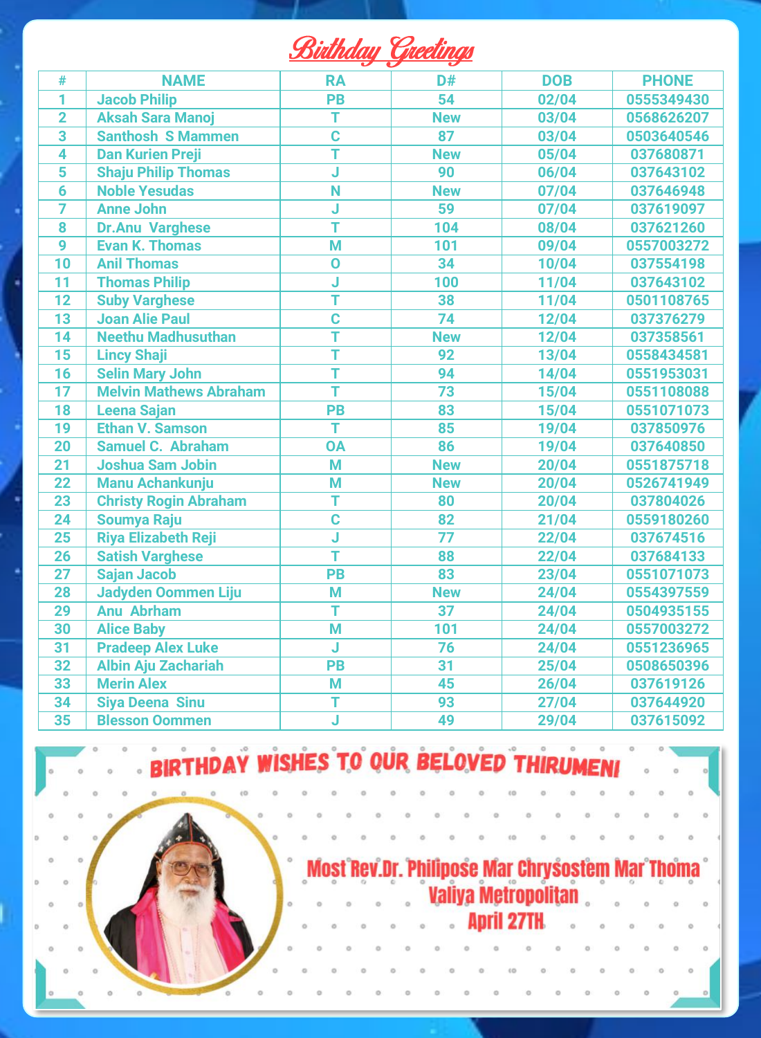# Birthday Greetings

| # | NAME | RA | D# | DOB | PHONE |
|---|---|---|---|---|---|
| 1 | Jacob Philip | PB | 54 | 02/04 | 0555349430 |
| 2 | Aksah Sara Manoj | T | New | 03/04 | 0568626207 |
| 3 | Santhosh S Mammen | C | 87 | 03/04 | 0503640546 |
| 4 | Dan Kurien Preji | T | New | 05/04 | 037680871 |
| 5 | Shaju Philip Thomas | J | 90 | 06/04 | 037643102 |
| 6 | Noble Yesudas | N | New | 07/04 | 037646948 |
| 7 | Anne John | J | 59 | 07/04 | 037619097 |
| 8 | Dr.Anu Varghese | T | 104 | 08/04 | 037621260 |
| 9 | Evan K. Thomas | M | 101 | 09/04 | 0557003272 |
| 10 | Anil Thomas | O | 34 | 10/04 | 037554198 |
| 11 | Thomas Philip | J | 100 | 11/04 | 037643102 |
| 12 | Suby Varghese | T | 38 | 11/04 | 0501108765 |
| 13 | Joan Alie Paul | C | 74 | 12/04 | 037376279 |
| 14 | Neethu Madhusuthan | T | New | 12/04 | 037358561 |
| 15 | Lincy Shaji | T | 92 | 13/04 | 0558434581 |
| 16 | Selin Mary John | T | 94 | 14/04 | 0551953031 |
| 17 | Melvin Mathews Abraham | T | 73 | 15/04 | 0551108088 |
| 18 | Leena Sajan | PB | 83 | 15/04 | 0551071073 |
| 19 | Ethan V. Samson | T | 85 | 19/04 | 037850976 |
| 20 | Samuel C. Abraham | OA | 86 | 19/04 | 037640850 |
| 21 | Joshua Sam Jobin | M | New | 20/04 | 0551875718 |
| 22 | Manu Achankunju | M | New | 20/04 | 0526741949 |
| 23 | Christy Rogin Abraham | T | 80 | 20/04 | 037804026 |
| 24 | Soumya Raju | C | 82 | 21/04 | 0559180260 |
| 25 | Riya Elizabeth Reji | J | 77 | 22/04 | 037674516 |
| 26 | Satish Varghese | T | 88 | 22/04 | 037684133 |
| 27 | Sajan Jacob | PB | 83 | 23/04 | 0551071073 |
| 28 | Jadyden Oommen Liju | M | New | 24/04 | 0554397559 |
| 29 | Anu Abrham | T | 37 | 24/04 | 0504935155 |
| 30 | Alice Baby | M | 101 | 24/04 | 0557003272 |
| 31 | Pradeep Alex Luke | J | 76 | 24/04 | 0551236965 |
| 32 | Albin Aju Zachariah | PB | 31 | 25/04 | 0508650396 |
| 33 | Merin Alex | M | 45 | 26/04 | 037619126 |
| 34 | Siya Deena Sinu | T | 93 | 27/04 | 037644920 |
| 35 | Blesson Oommen | J | 49 | 29/04 | 037615092 |

## BIRTHDAY WISHES TO OUR BELOVED THIRUMENI

**Most Rev.Dr. Philipose Mar Chrysostem Mar Thoma**
**Valiya Metropolitan**
**April 27TH**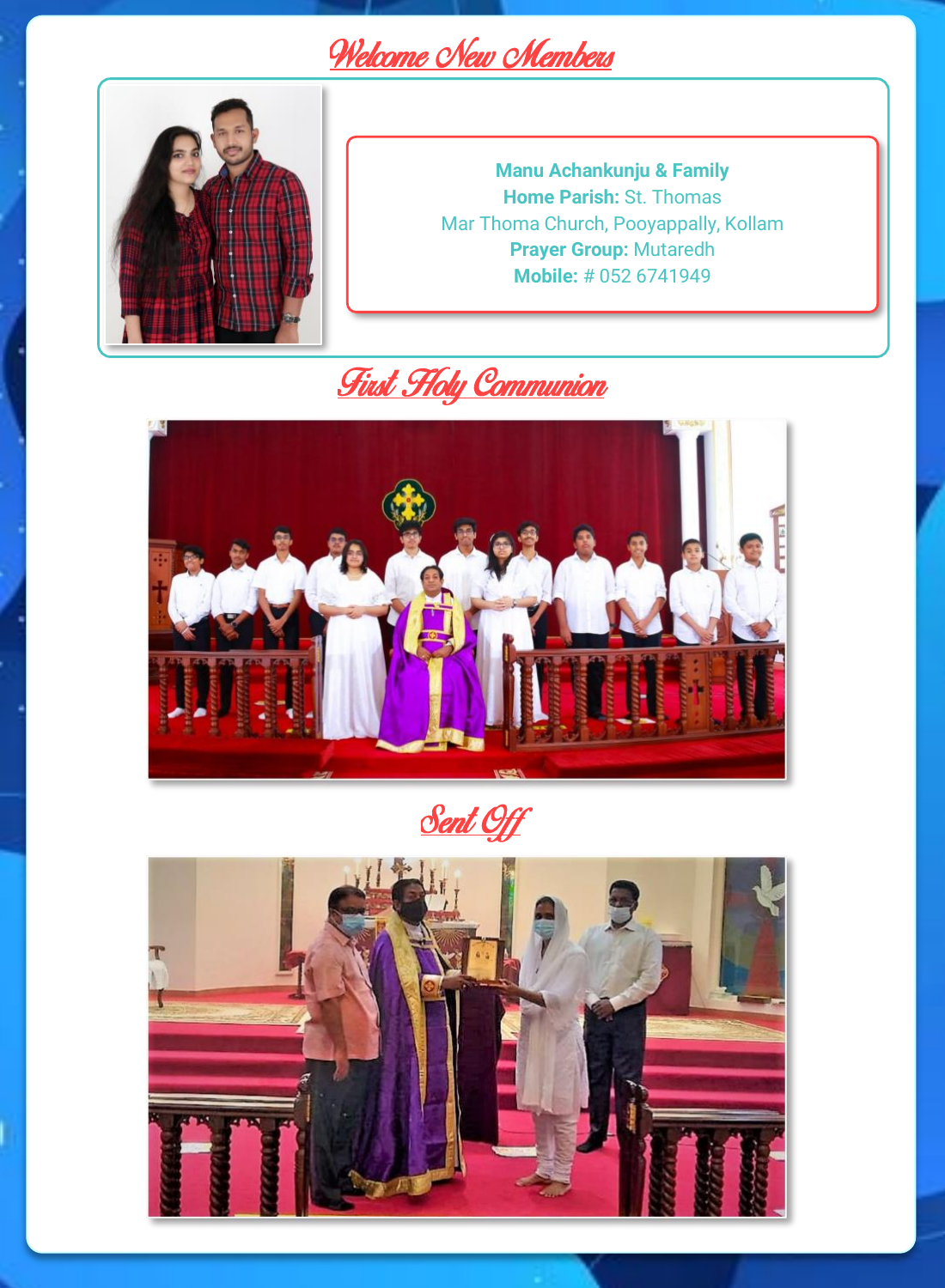## Welcome New Members

**Manu Achankunju & Family**
**Home Parish:** St. Thomas
Mar Thoma Church, Pooyappally, Kollam
**Prayer Group:** Mutaredh
**Mobile:** # 052 6741949

## First Holy Communion

## Sent Off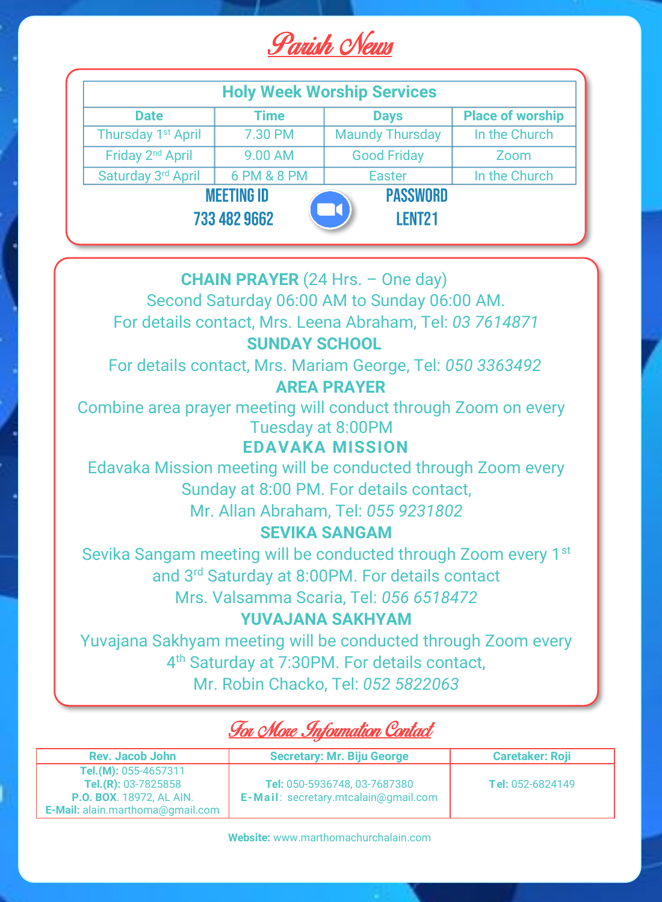# Parish News

| Holy Week Worship Services | | | |
|---|---|---|---|
| **Date** | **Time** | **Days** | **Place of worship** |
| Thursday 1st April | 7.30 PM | Maundy Thursday | In the Church |
| Friday 2nd April | 9.00 AM | Good Friday | Zoom |
| Saturday 3rd April | 6 PM & 8 PM | Easter | In the Church |

MEETING ID
733 482 9662

PASSWORD
LENT21

**CHAIN PRAYER** (24 Hrs. – One day)
Second Saturday 06:00 AM to Sunday 06:00 AM.
For details contact, Mrs. Leena Abraham, Tel: *03 7614871*

**SUNDAY SCHOOL**
For details contact, Mrs. Mariam George, Tel: *050 3363492*

**AREA PRAYER**
Combine area prayer meeting will conduct through Zoom on every Tuesday at 8:00PM

**EDAVAKA MISSION**
Edavaka Mission meeting will be conducted through Zoom every Sunday at 8:00 PM. For details contact,
Mr. Allan Abraham, Tel: *055 9231802*

**SEVIKA SANGAM**
Sevika Sangam meeting will be conducted through Zoom every 1st and 3rd Saturday at 8:00PM. For details contact
Mrs. Valsamma Scaria, Tel: *056 6518472*

**YUVAJANA SAKHYAM**
Yuvajana Sakhyam meeting will be conducted through Zoom every 4th Saturday at 7:30PM. For details contact,
Mr. Robin Chacko, Tel: *052 5822063*

## For More Information Contact

| Rev. Jacob John | Secretary: Mr. Biju George | Caretaker: Roji |
|---|---|---|
| **Tel.(M):** 055-4657311<br>**Tel.(R):** 03-7825858<br>**P.O. BOX**. 18972, AL AIN.<br>**E-Mail:** alain.marthoma@gmail.com | **Tel:** 050-5936748, 03-7687380<br>**E-Mail**: secretary.mtcalain@gmail.com | **Tel:** 052-6824149 |

**Website:** www.marthomachurchalain.com